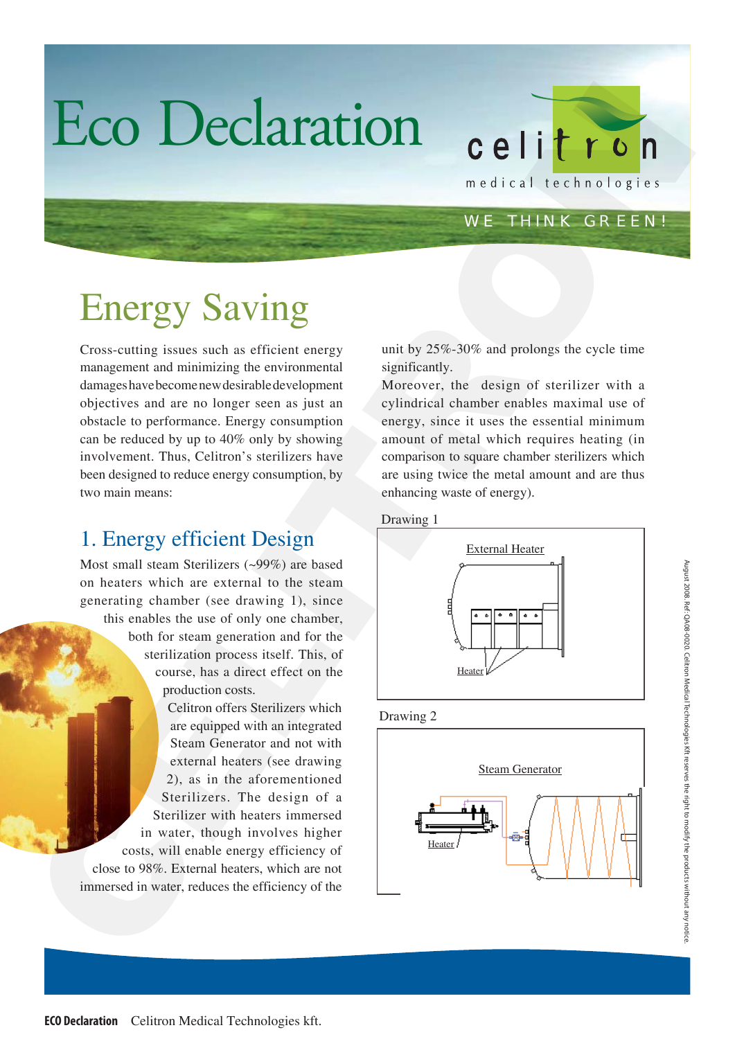# Eco Declaration

celitron

medical technologies

WE THINK GREEN!

## Energy Saving

Cross-cutting issues such as efficient energy management and minimizing the environmental damages have become new desirable development objectives and are no longer seen as just an obstacle to performance. Energy consumption can be reduced by up to 40% only by showing involvement. Thus, Celitron's sterilizers have been designed to reduce energy consumption, by two main means:

### 1. Energy efficient Design

Most small steam Sterilizers (~99%) are based on heaters which are external to the steam generating chamber (see drawing 1), since this enables the use of only one chamber, both for steam generation and for the sterilization process itself. This, of course, has a direct effect on the production costs.

Celitron offers Sterilizers which are equipped with an integrated Steam Generator and not with external heaters (see drawing 2), as in the aforementioned Sterilizers. The design of a Sterilizer with heaters immersed in water, though involves higher costs, will enable energy efficiency of close to 98%. External heaters, which are not immersed in water, reduces the efficiency of the unit by 25%-30% and prolongs the cycle time significantly.

Moreover, the design of sterilizer with a cylindrical chamber enables maximal use of energy, since it uses the essential minimum amount of metal which requires heating (in comparison to square chamber sterilizers which are using twice the metal amount and are thus enhancing waste of energy).

Drawing 1

External Heater

Heater

Drawing 2

Steam Generator

Heater

August 2008. Ref: OA08-0020. Celitron Medical Technologies Kft reserves the right to modify the products without any notice.

**ECO Declaration** Celitron Medical Technologies kft.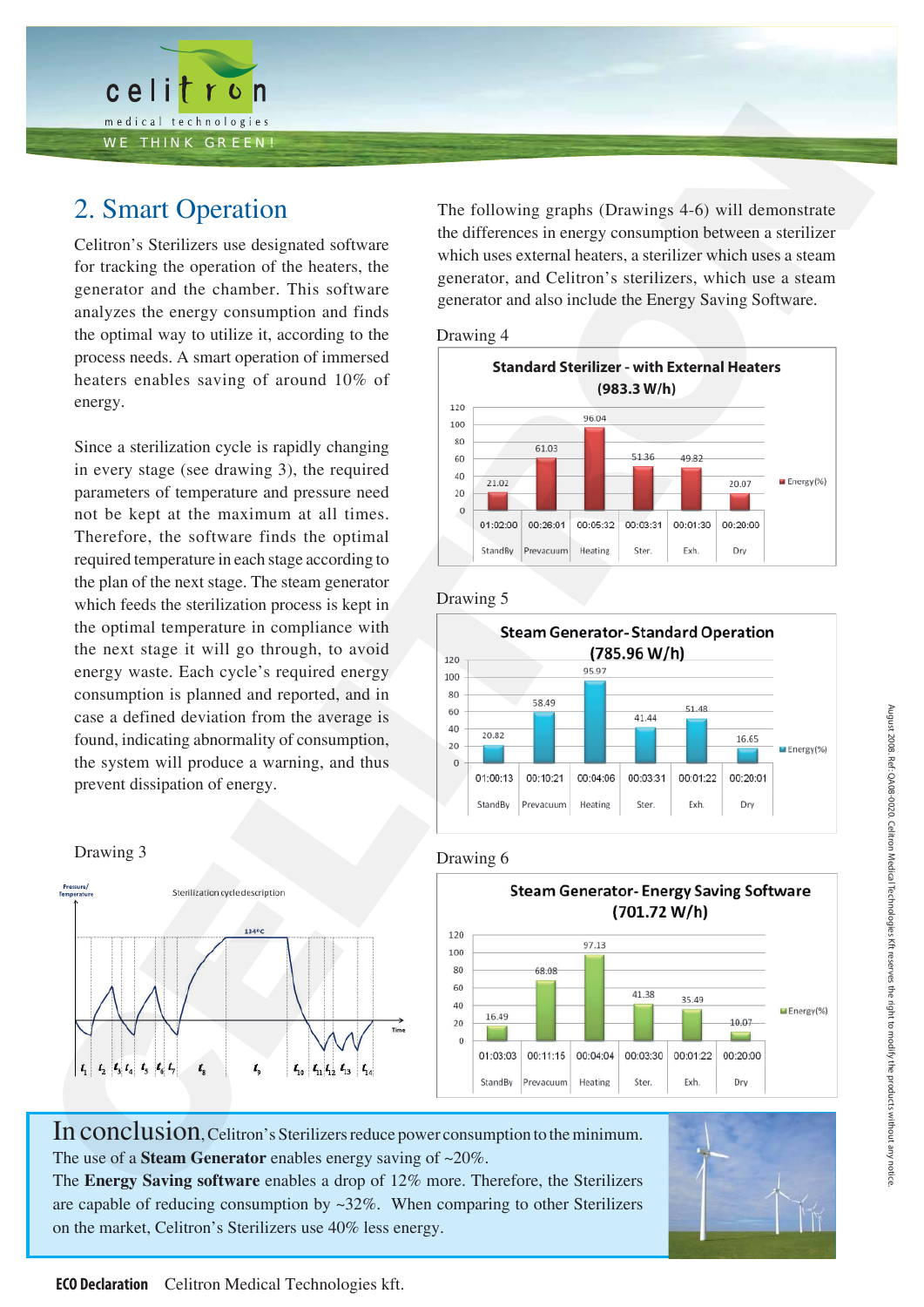## 2. Smart Operation

Celitron's Sterilizers use designated software for tracking the operation of the heaters, the generator and the chamber. This software analyzes the energy consumption and finds the optimal way to utilize it, according to the process needs. A smart operation of immersed heaters enables saving of around 10% of energy.

Since a sterilization cycle is rapidly changing in every stage (see drawing 3), the required parameters of temperature and pressure need not be kept at the maximum at all times. Therefore, the software finds the optimal required temperature in each stage according to the plan of the next stage. The steam generator which feeds the sterilization process is kept in the optimal temperature in compliance with the next stage it will go through, to avoid energy waste. Each cycle's required energy consumption is planned and reported, and in case a defined deviation from the average is found, indicating abnormality of consumption, the system will produce a warning, and thus prevent dissipation of energy.

Drawing 3

The following graphs (Drawings 4-6) will demonstrate the differences in energy consumption between a sterilizer which uses external heaters, a sterilizer which uses a steam generator, and Celitron's sterilizers, which use a steam generator and also include the Energy Saving Software.

Drawing 4

**Standard Sterilizer - with External Heaters (983.3 W/h)**

| Stage | StandBy | Prevacuum | Heating | Ster. | Exh. | Dry |
|---|---|---|---|---|---|---|
| Time | 01:02:00 | 00:26:01 | 00:05:32 | 00:03:31 | 00:01:30 | 00:20:00 |
| Energy(%) | 21.02 | 61.03 | 96.04 | 51.36 | 49.82 | 20.07 |

Drawing 5

**Steam Generator- Standard Operation (785.96 W/h)**

| Stage | StandBy | Prevacuum | Heating | Ster. | Exh. | Dry |
|---|---|---|---|---|---|---|
| Time | 01:00:13 | 00:10:21 | 00:04:06 | 00:03:31 | 00:01:22 | 00:20:01 |
| Energy(%) | 20.82 | 58.49 | 95.97 | 41.44 | 51.48 | 16.65 |

Drawing 6

**Steam Generator- Energy Saving Software (701.72 W/h)**

| Stage | StandBy | Prevacuum | Heating | Ster. | Exh. | Dry |
|---|---|---|---|---|---|---|
| Time | 01:03:03 | 00:11:15 | 00:04:04 | 00:03:30 | 00:01:22 | 00:20:00 |
| Energy(%) | 16.49 | 68.08 | 97.13 | 41.38 | 35.49 | 10.07 |

In conclusion, Celitron's Sterilizers reduce power consumption to the minimum. The use of a **Steam Generator** enables energy saving of ~20%. The **Energy Saving software** enables a drop of 12% more. Therefore, the Sterilizers are capable of reducing consumption by ~32%. When comparing to other Sterilizers on the market, Celitron's Sterilizers use 40% less energy.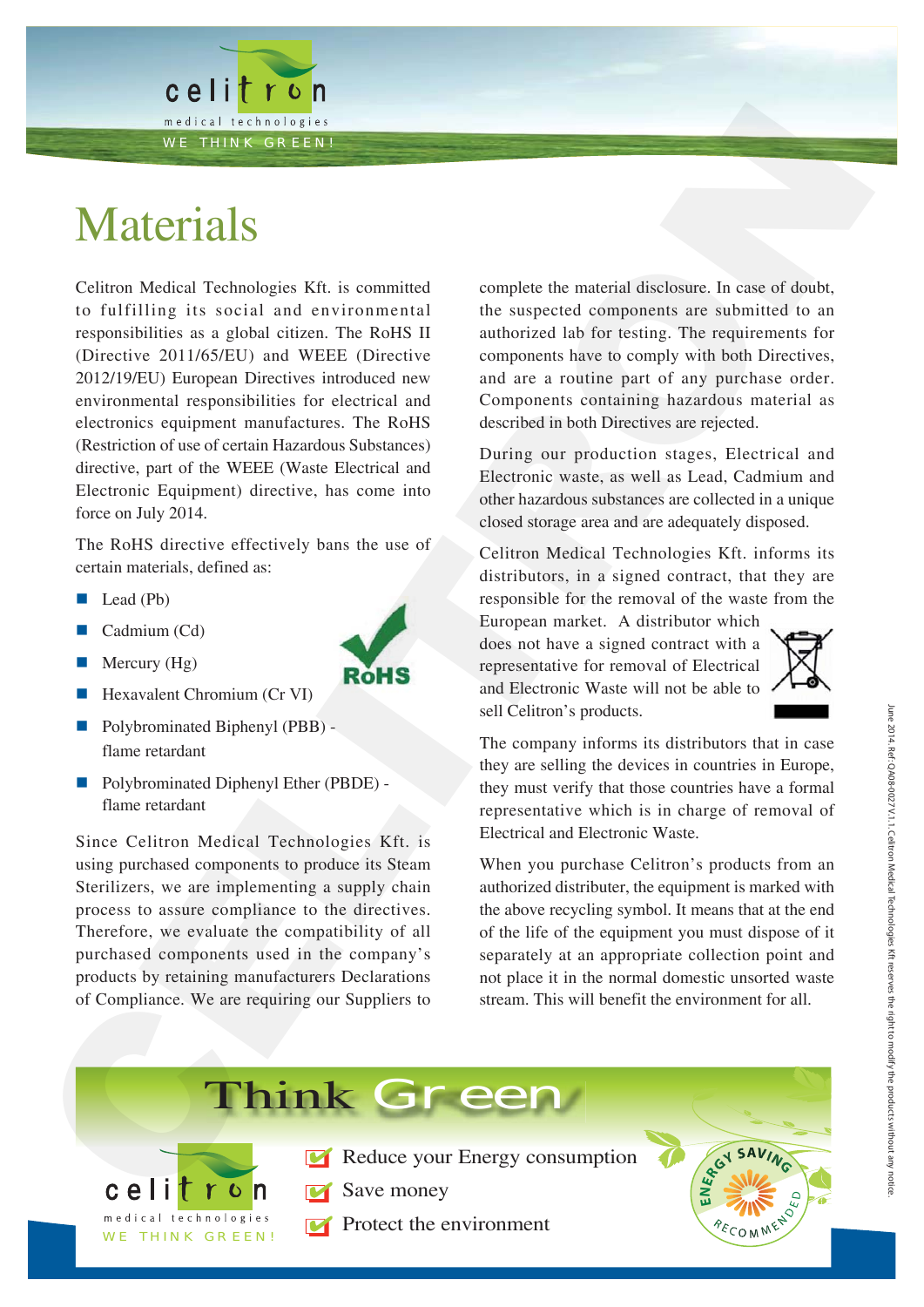# Materials

Celitron Medical Technologies Kft. is committed to fulfilling its social and environmental responsibilities as a global citizen. The RoHS II (Directive 2011/65/EU) and WEEE (Directive 2012/19/EU) European Directives introduced new environmental responsibilities for electrical and electronics equipment manufactures. The RoHS (Restriction of use of certain Hazardous Substances) directive, part of the WEEE (Waste Electrical and Electronic Equipment) directive, has come into force on July 2014.

The RoHS directive effectively bans the use of certain materials, defined as:

- Lead (Pb)
- Cadmium (Cd)
- Mercury (Hg)
- Hexavalent Chromium (Cr VI)
- Polybrominated Biphenyl (PBB) - flame retardant
- Polybrominated Diphenyl Ether (PBDE) - flame retardant

Since Celitron Medical Technologies Kft. is using purchased components to produce its Steam Sterilizers, we are implementing a supply chain process to assure compliance to the directives. Therefore, we evaluate the compatibility of all purchased components used in the company's products by retaining manufacturers Declarations of Compliance. We are requiring our Suppliers to complete the material disclosure. In case of doubt, the suspected components are submitted to an authorized lab for testing. The requirements for components have to comply with both Directives, and are a routine part of any purchase order. Components containing hazardous material as described in both Directives are rejected.

During our production stages, Electrical and Electronic waste, as well as Lead, Cadmium and other hazardous substances are collected in a unique closed storage area and are adequately disposed.

Celitron Medical Technologies Kft. informs its distributors, in a signed contract, that they are responsible for the removal of the waste from the European market. A distributor which does not have a signed contract with a representative for removal of Electrical and Electronic Waste will not be able to sell Celitron's products.

The company informs its distributors that in case they are selling the devices in countries in Europe, they must verify that those countries have a formal representative which is in charge of removal of Electrical and Electronic Waste.

When you purchase Celitron's products from an authorized distributer, the equipment is marked with the above recycling symbol. It means that at the end of the life of the equipment you must dispose of it separately at an appropriate collection point and not place it in the normal domestic unsorted waste stream. This will benefit the environment for all.

## Think Green

- Reduce your Energy consumption
- Save money
- Protect the environment

June 2014. Ref: QA08-0027 V.1.1. Celitron Medical Technologies Kft reserves the right to modify the products without any notice.